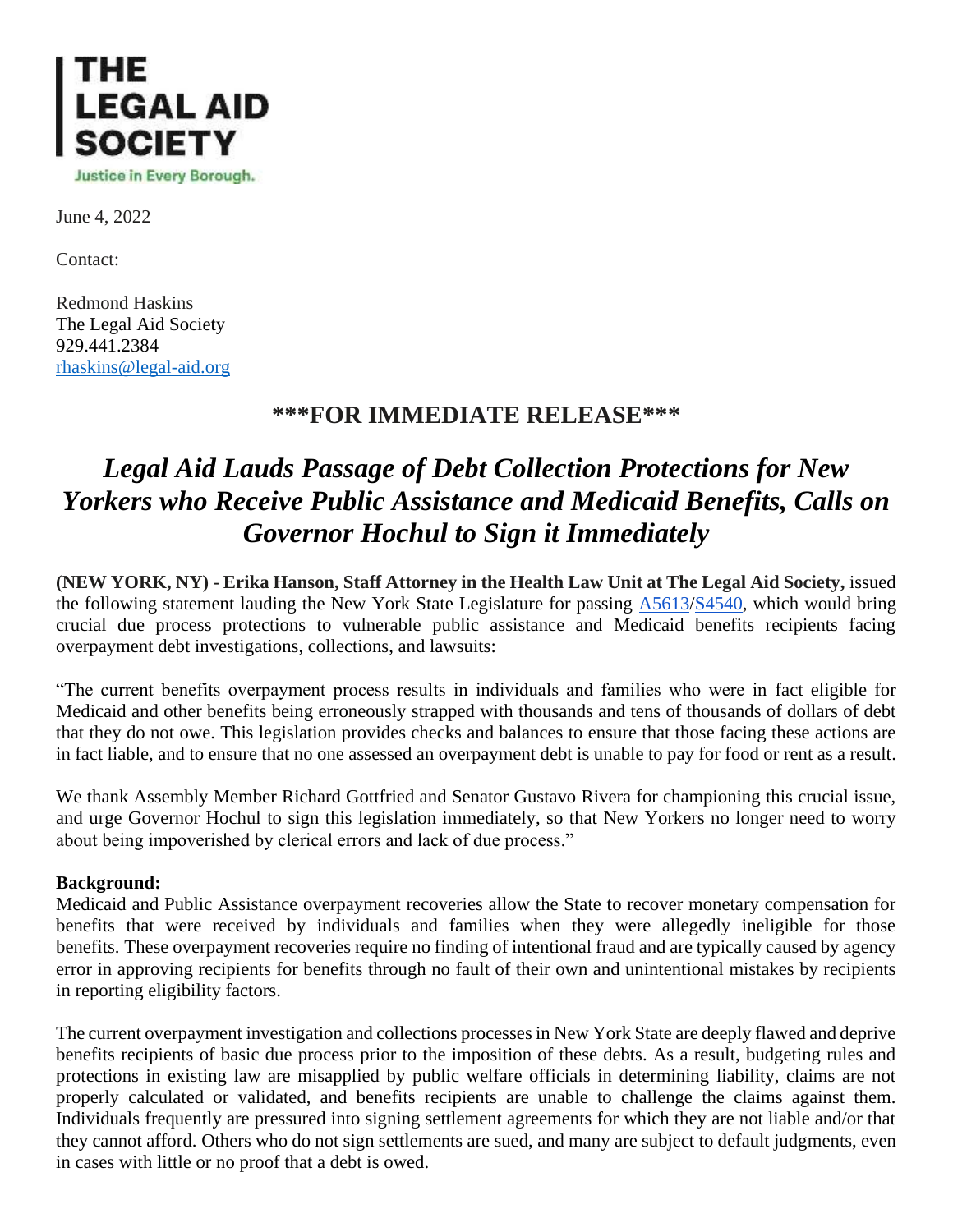# THE LEGAL AID SOCIETY

Justice in Every Borough.

June 4, 2022

Contact:

Redmond Haskins
The Legal Aid Society
929.441.2384
rhaskins@legal-aid.org

## \*\*\*FOR IMMEDIATE RELEASE\*\*\*

# *Legal Aid Lauds Passage of Debt Collection Protections for New Yorkers who Receive Public Assistance and Medicaid Benefits, Calls on Governor Hochul to Sign it Immediately*

**(NEW YORK, NY) - Erika Hanson, Staff Attorney in the Health Law Unit at The Legal Aid Society,** issued the following statement lauding the New York State Legislature for passing A5613/S4540, which would bring crucial due process protections to vulnerable public assistance and Medicaid benefits recipients facing overpayment debt investigations, collections, and lawsuits:

"The current benefits overpayment process results in individuals and families who were in fact eligible for Medicaid and other benefits being erroneously strapped with thousands and tens of thousands of dollars of debt that they do not owe. This legislation provides checks and balances to ensure that those facing these actions are in fact liable, and to ensure that no one assessed an overpayment debt is unable to pay for food or rent as a result.

We thank Assembly Member Richard Gottfried and Senator Gustavo Rivera for championing this crucial issue, and urge Governor Hochul to sign this legislation immediately, so that New Yorkers no longer need to worry about being impoverished by clerical errors and lack of due process."

**Background:**
Medicaid and Public Assistance overpayment recoveries allow the State to recover monetary compensation for benefits that were received by individuals and families when they were allegedly ineligible for those benefits. These overpayment recoveries require no finding of intentional fraud and are typically caused by agency error in approving recipients for benefits through no fault of their own and unintentional mistakes by recipients in reporting eligibility factors.

The current overpayment investigation and collections processes in New York State are deeply flawed and deprive benefits recipients of basic due process prior to the imposition of these debts. As a result, budgeting rules and protections in existing law are misapplied by public welfare officials in determining liability, claims are not properly calculated or validated, and benefits recipients are unable to challenge the claims against them. Individuals frequently are pressured into signing settlement agreements for which they are not liable and/or that they cannot afford. Others who do not sign settlements are sued, and many are subject to default judgments, even in cases with little or no proof that a debt is owed.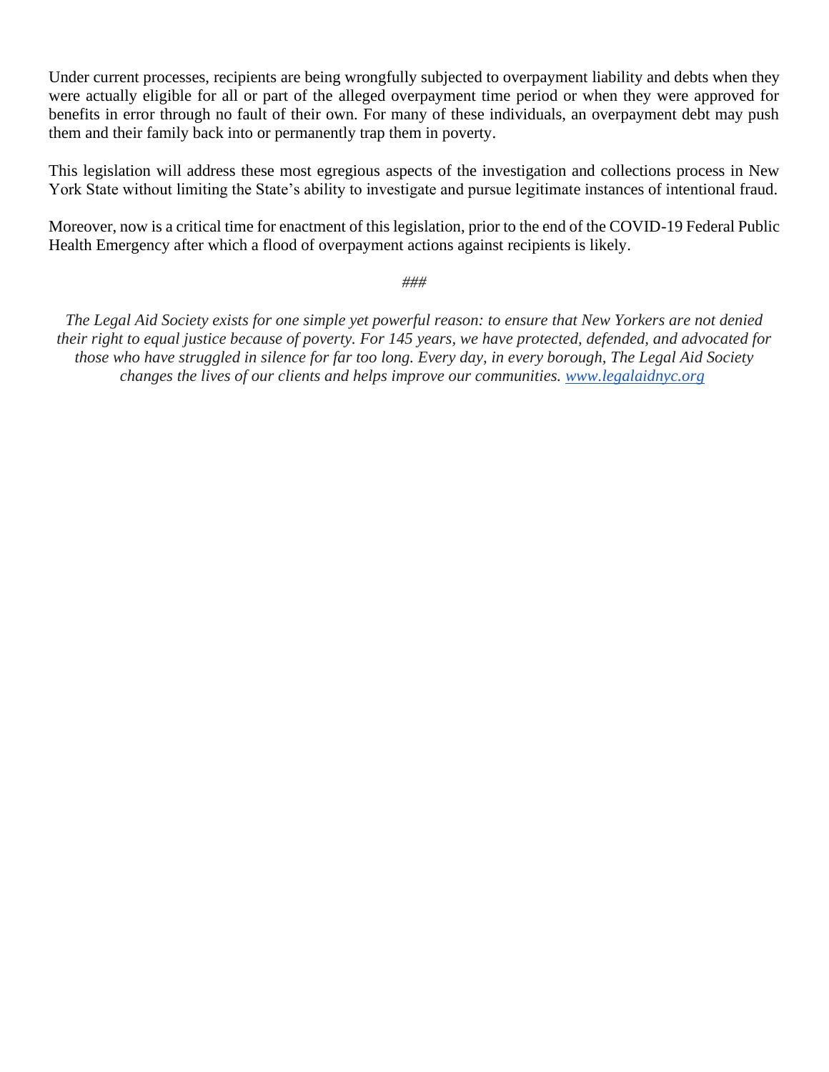Under current processes, recipients are being wrongfully subjected to overpayment liability and debts when they were actually eligible for all or part of the alleged overpayment time period or when they were approved for benefits in error through no fault of their own. For many of these individuals, an overpayment debt may push them and their family back into or permanently trap them in poverty.

This legislation will address these most egregious aspects of the investigation and collections process in New York State without limiting the State's ability to investigate and pursue legitimate instances of intentional fraud.

Moreover, now is a critical time for enactment of this legislation, prior to the end of the COVID-19 Federal Public Health Emergency after which a flood of overpayment actions against recipients is likely.

*###*

*The Legal Aid Society exists for one simple yet powerful reason: to ensure that New Yorkers are not denied their right to equal justice because of poverty. For 145 years, we have protected, defended, and advocated for those who have struggled in silence for far too long. Every day, in every borough, The Legal Aid Society changes the lives of our clients and helps improve our communities. [www.legalaidnyc.org](http://www.legalaidnyc.org)*